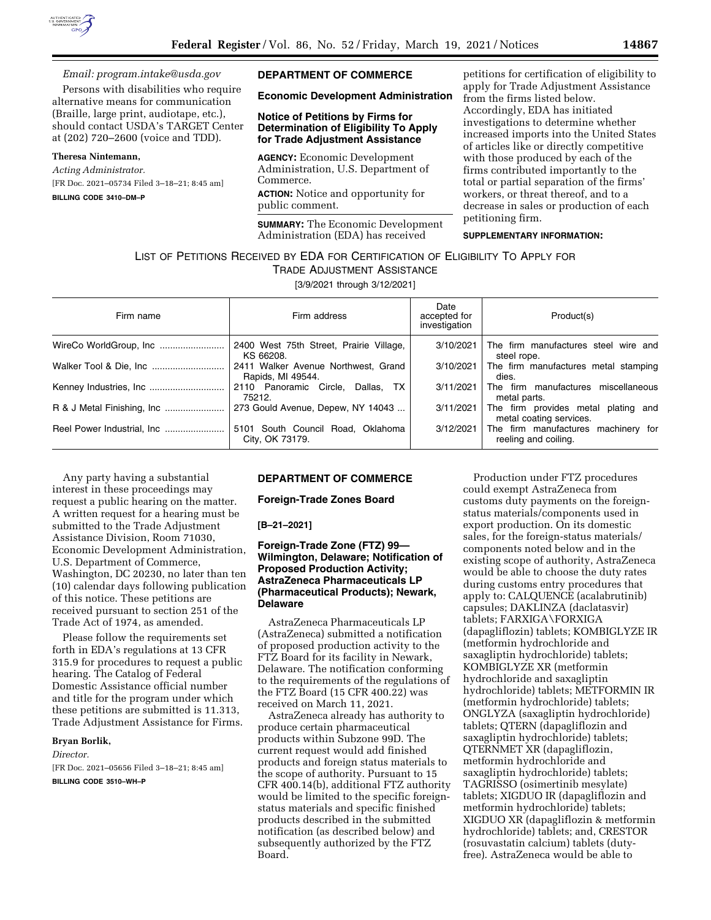*Email: program.intake@usda.gov*

Persons with disabilities who require alternative means for communication (Braille, large print, audiotape, etc.), should contact USDA's TARGET Center at (202) 720–2600 (voice and TDD).

**Theresa Nintemann,**

*Acting Administrator.*

[FR Doc. 2021–05734 Filed 3–18–21; 8:45 am]

**BILLING CODE 3410–DM–P**

## DEPARTMENT OF COMMERCE

### Economic Development Administration

### Notice of Petitions by Firms for Determination of Eligibility To Apply for Trade Adjustment Assistance

**AGENCY:** Economic Development Administration, U.S. Department of Commerce.

**ACTION:** Notice and opportunity for public comment.

**SUMMARY:** The Economic Development Administration (EDA) has received petitions for certification of eligibility to apply for Trade Adjustment Assistance from the firms listed below. Accordingly, EDA has initiated investigations to determine whether increased imports into the United States of articles like or directly competitive with those produced by each of the firms contributed importantly to the total or partial separation of the firms' workers, or threat thereof, and to a decrease in sales or production of each petitioning firm.

**SUPPLEMENTARY INFORMATION:**

LIST OF PETITIONS RECEIVED BY EDA FOR CERTIFICATION OF ELIGIBILITY TO APPLY FOR TRADE ADJUSTMENT ASSISTANCE

[3/9/2021 through 3/12/2021]

| Firm name | Firm address | Date accepted for investigation | Product(s) |
|---|---|---|---|
| WireCo WorldGroup, Inc | 2400 West 75th Street, Prairie Village, KS 66208. | 3/10/2021 | The firm manufactures steel wire and steel rope. |
| Walker Tool & Die, Inc | 2411 Walker Avenue Northwest, Grand Rapids, MI 49544. | 3/10/2021 | The firm manufactures metal stamping dies. |
| Kenney Industries, Inc | 2110 Panoramic Circle, Dallas, TX 75212. | 3/11/2021 | The firm manufactures miscellaneous metal parts. |
| R & J Metal Finishing, Inc | 273 Gould Avenue, Depew, NY 14043 ... | 3/11/2021 | The firm provides metal plating and metal coating services. |
| Reel Power Industrial, Inc | 5101 South Council Road, Oklahoma City, OK 73179. | 3/12/2021 | The firm manufactures machinery for reeling and coiling. |

Any party having a substantial interest in these proceedings may request a public hearing on the matter. A written request for a hearing must be submitted to the Trade Adjustment Assistance Division, Room 71030, Economic Development Administration, U.S. Department of Commerce, Washington, DC 20230, no later than ten (10) calendar days following publication of this notice. These petitions are received pursuant to section 251 of the Trade Act of 1974, as amended.

Please follow the requirements set forth in EDA's regulations at 13 CFR 315.9 for procedures to request a public hearing. The Catalog of Federal Domestic Assistance official number and title for the program under which these petitions are submitted is 11.313, Trade Adjustment Assistance for Firms.

**Bryan Borlik,**

*Director.*

[FR Doc. 2021–05656 Filed 3–18–21; 8:45 am]

**BILLING CODE 3510–WH–P**

## DEPARTMENT OF COMMERCE

### Foreign-Trade Zones Board

**[B–21–2021]**

### Foreign-Trade Zone (FTZ) 99—Wilmington, Delaware; Notification of Proposed Production Activity; AstraZeneca Pharmaceuticals LP (Pharmaceutical Products); Newark, Delaware

AstraZeneca Pharmaceuticals LP (AstraZeneca) submitted a notification of proposed production activity to the FTZ Board for its facility in Newark, Delaware. The notification conforming to the requirements of the regulations of the FTZ Board (15 CFR 400.22) was received on March 11, 2021.

AstraZeneca already has authority to produce certain pharmaceutical products within Subzone 99D. The current request would add finished products and foreign status materials to the scope of authority. Pursuant to 15 CFR 400.14(b), additional FTZ authority would be limited to the specific foreign-status materials and specific finished products described in the submitted notification (as described below) and subsequently authorized by the FTZ Board.

Production under FTZ procedures could exempt AstraZeneca from customs duty payments on the foreign-status materials/components used in export production. On its domestic sales, for the foreign-status materials/components noted below and in the existing scope of authority, AstraZeneca would be able to choose the duty rates during customs entry procedures that apply to: CALQUENCE (acalabrutinib) capsules; DAKLINZA (daclatasvir) tablets; FARXIGA\FORXIGA (dapagliflozin) tablets; KOMBIGLYZE IR (metformin hydrochloride and saxagliptin hydrochloride) tablets; KOMBIGLYZE XR (metformin hydrochloride and saxagliptin hydrochloride) tablets; METFORMIN IR (metformin hydrochloride) tablets; ONGLYZA (saxagliptin hydrochloride) tablets; QTERN (dapagliflozin and saxagliptin hydrochloride) tablets; QTERNMET XR (dapagliflozin, metformin hydrochloride and saxagliptin hydrochloride) tablets; TAGRISSO (osimertinib mesylate) tablets; XIGDUO IR (dapagliflozin and metformin hydrochloride) tablets; XIGDUO XR (dapagliflozin & metformin hydrochloride) tablets; and, CRESTOR (rosuvastatin calcium) tablets (duty-free). AstraZeneca would be able to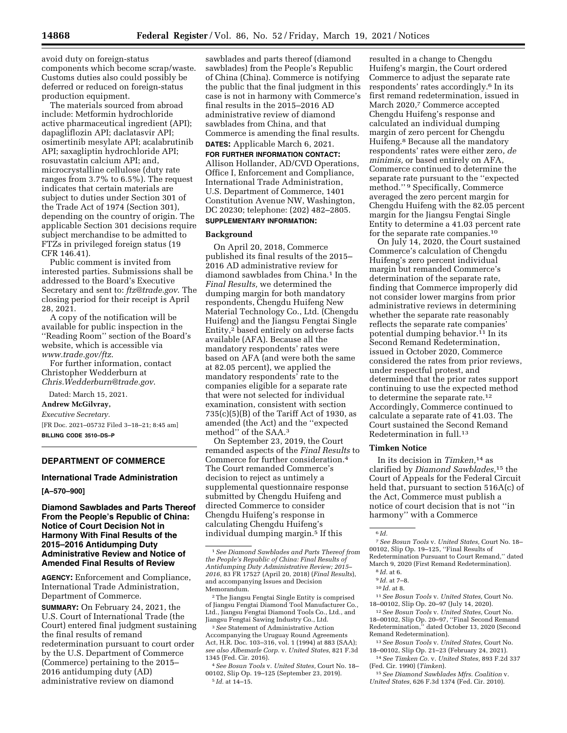avoid duty on foreign-status components which become scrap/waste. Customs duties also could possibly be deferred or reduced on foreign-status production equipment.

The materials sourced from abroad include: Metformin hydrochloride active pharmaceutical ingredient (API); dapagliflozin API; daclatasvir API; osimertinib mesylate API; acalabrutinib API; saxagliptin hydrochloride API; rosuvastatin calcium API; and, microcrystalline cellulose (duty rate ranges from 3.7% to 6.5%). The request indicates that certain materials are subject to duties under Section 301 of the Trade Act of 1974 (Section 301), depending on the country of origin. The applicable Section 301 decisions require subject merchandise to be admitted to FTZs in privileged foreign status (19 CFR 146.41).

Public comment is invited from interested parties. Submissions shall be addressed to the Board's Executive Secretary and sent to: *ftz@trade.gov*. The closing period for their receipt is April 28, 2021.

A copy of the notification will be available for public inspection in the ''Reading Room'' section of the Board's website, which is accessible via *www.trade.gov/ftz*.

For further information, contact Christopher Wedderburn at *Chris.Wedderburn@trade.gov*.

Dated: March 15, 2021.

**Andrew McGilvray,**

*Executive Secretary.*

[FR Doc. 2021–05732 Filed 3–18–21; 8:45 am]

**BILLING CODE 3510–DS–P**

---

## DEPARTMENT OF COMMERCE

### International Trade Administration

**[A–570–900]**

### Diamond Sawblades and Parts Thereof From the People's Republic of China: Notice of Court Decision Not in Harmony With Final Results of the 2015–2016 Antidumping Duty Administrative Review and Notice of Amended Final Results of Review

**AGENCY:** Enforcement and Compliance, International Trade Administration, Department of Commerce.

**SUMMARY:** On February 24, 2021, the U.S. Court of International Trade (the Court) entered final judgment sustaining the final results of remand redetermination pursuant to court order by the U.S. Department of Commerce (Commerce) pertaining to the 2015–2016 antidumping duty (AD) administrative review on diamond sawblades and parts thereof (diamond sawblades) from the People's Republic of China (China). Commerce is notifying the public that the final judgment in this case is not in harmony with Commerce's final results in the 2015–2016 AD administrative review of diamond sawblades from China, and that Commerce is amending the final results.

**DATES:** Applicable March 6, 2021.

**FOR FURTHER INFORMATION CONTACT:** Allison Hollander, AD/CVD Operations, Office I, Enforcement and Compliance, International Trade Administration, U.S. Department of Commerce, 1401 Constitution Avenue NW, Washington, DC 20230; telephone: (202) 482–2805.

**SUPPLEMENTARY INFORMATION:**

#### Background

On April 20, 2018, Commerce published its final results of the 2015–2016 AD administrative review for diamond sawblades from China.[1] In the *Final Results,* we determined the dumping margin for both mandatory respondents, Chengdu Huifeng New Material Technology Co., Ltd. (Chengdu Huifeng) and the Jiangsu Fengtai Single Entity,[2] based entirely on adverse facts available (AFA). Because all the mandatory respondents' rates were based on AFA (and were both the same at 82.05 percent), we applied the mandatory respondents' rate to the companies eligible for a separate rate that were not selected for individual examination, consistent with section 735(c)(5)(B) of the Tariff Act of 1930, as amended (the Act) and the ''expected method'' of the SAA.[3]

On September 23, 2019, the Court remanded aspects of the *Final Results* to Commerce for further consideration.[4] The Court remanded Commerce's decision to reject as untimely a supplemental questionnaire response submitted by Chengdu Huifeng and directed Commerce to consider Chengdu Huifeng's response in calculating Chengdu Huifeng's individual dumping margin.[5] If this resulted in a change to Chengdu Huifeng's margin, the Court ordered Commerce to adjust the separate rate respondents' rates accordingly.[6] In its first remand redetermination, issued in March 2020,[7] Commerce accepted Chengdu Huifeng's response and calculated an individual dumping margin of zero percent for Chengdu Huifeng.[8] Because all the mandatory respondents' rates were either zero, *de minimis,* or based entirely on AFA, Commerce continued to determine the separate rate pursuant to the ''expected method.''[9] Specifically, Commerce averaged the zero percent margin for Chengdu Huifeng with the 82.05 percent margin for the Jiangsu Fengtai Single Entity to determine a 41.03 percent rate for the separate rate companies.[10]

On July 14, 2020, the Court sustained Commerce's calculation of Chengdu Huifeng's zero percent individual margin but remanded Commerce's determination of the separate rate, finding that Commerce improperly did not consider lower margins from prior administrative reviews in determining whether the separate rate reasonably reflects the separate rate companies' potential dumping behavior.[11] In its Second Remand Redetermination, issued in October 2020, Commerce considered the rates from prior reviews, under respectful protest, and determined that the prior rates support continuing to use the expected method to determine the separate rate.[12] Accordingly, Commerce continued to calculate a separate rate of 41.03. The Court sustained the Second Remand Redetermination in full.[13]

#### Timken Notice

In its decision in *Timken,*[14] as clarified by *Diamond Sawblades,*[15] the Court of Appeals for the Federal Circuit held that, pursuant to section 516A(c) of the Act, Commerce must publish a notice of court decision that is not ''in harmony'' with a Commerce

---

[1] *See Diamond Sawblades and Parts Thereof from the People's Republic of China: Final Results of Antidumping Duty Administrative Review; 2015–2016,* 83 FR 17527 (April 20, 2018) (*Final Results*), and accompanying Issues and Decision Memorandum.

[2] The Jiangsu Fengtai Single Entity is comprised of Jiangsu Fengtai Diamond Tool Manufacturer Co., Ltd., Jiangsu Fengtai Diamond Tools Co., Ltd., and Jiangsu Fengtai Sawing Industry Co., Ltd.

[3] *See* Statement of Administrative Action Accompanying the Uruguay Round Agreements Act, H.R. Doc. 103–316, vol. 1 (1994) at 883 (SAA); *see also Albemarle Corp.* v. *United States,* 821 F.3d 1345 (Fed. Cir. 2016).

[4] *See Bosun Tools* v. *United States,* Court No. 18–00102, Slip Op. 19–125 (September 23, 2019).

[5] *Id.* at 14–15.

[6] *Id.*

[7] *See Bosun Tools* v. *United States,* Court No. 18–00102, Slip Op. 19–125, ''Final Results of Redetermination Pursuant to Court Remand,'' dated March 9, 2020 (First Remand Redetermination).

[8] *Id.* at 6.

[9] *Id.* at 7–8.

[10] *Id.* at 8.

[11] *See Bosun Tools* v. *United States,* Court No. 18–00102, Slip Op. 20–97 (July 14, 2020).

[12] *See Bosun Tools* v. *United States,* Court No. 18–00102, Slip Op. 20–97, ''Final Second Remand Redetermination,'' dated October 13, 2020 (Second Remand Redetermination).

[13] *See Bosun Tools* v. *United States,* Court No. 18–00102, Slip Op. 21–23 (February 24, 2021).

[14] *See Timken Co.* v. *United States,* 893 F.2d 337 (Fed. Cir. 1990) (*Timken*).

[15] *See Diamond Sawblades Mfrs. Coalition* v. *United States,* 626 F.3d 1374 (Fed. Cir. 2010).